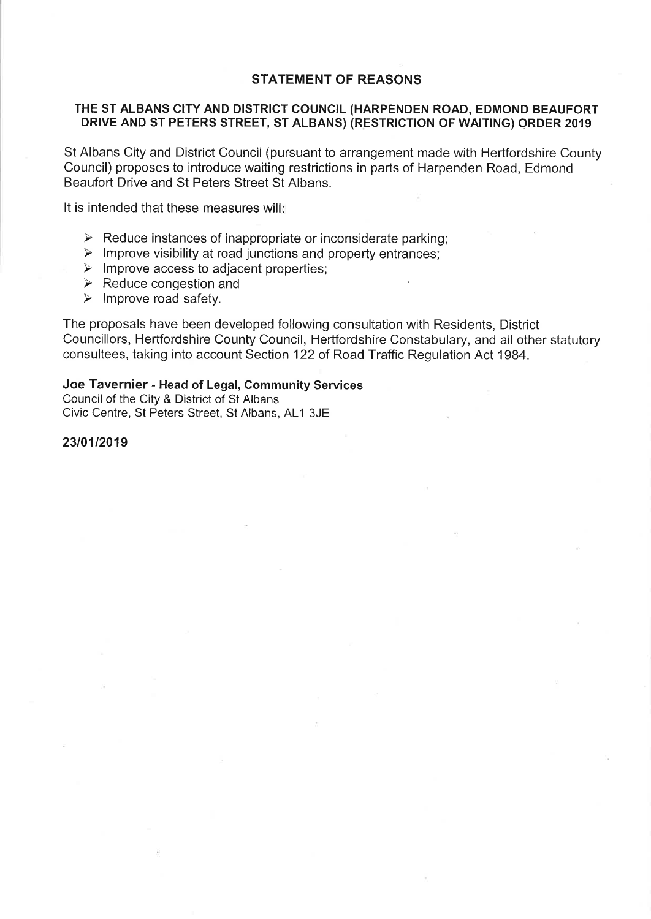# STATEMENT OF REASONS

## THE ST ALBANS CITY AND DISTRICT COUNCIL (HARPENDEN ROAD, EDMOND BEAUFORT DRIVE AND ST PETERS STREET, ST ALBANS) (RESTRICTION OF WAITING) ORDER 2019

St Albans City and District Council (pursuant to arrangement made with Hertfordshire County Council) proposes to introduce waiting restrictions in parts of Harpenden Road, Edmond Beaufort Drive and St Peters Street St Albans.

It is intended that these measures will:

- Reduce instances of inappropriate or inconsiderate parking;
- Improve visibility at road junctions and property entrances;
- Improve access to adjacent properties;
- Reduce congestion and
- Improve road safety.

The proposals have been developed following consultation with Residents, District Councillors, Hertfordshire County Council, Hertfordshire Constabulary, and all other statutory consultees, taking into account Section 122 of Road Traffic Regulation Act 1984.

**Joe Tavernier - Head of Legal, Community Services**
Council of the City & District of St Albans
Civic Centre, St Peters Street, St Albans, AL1 3JE

**23/01/2019**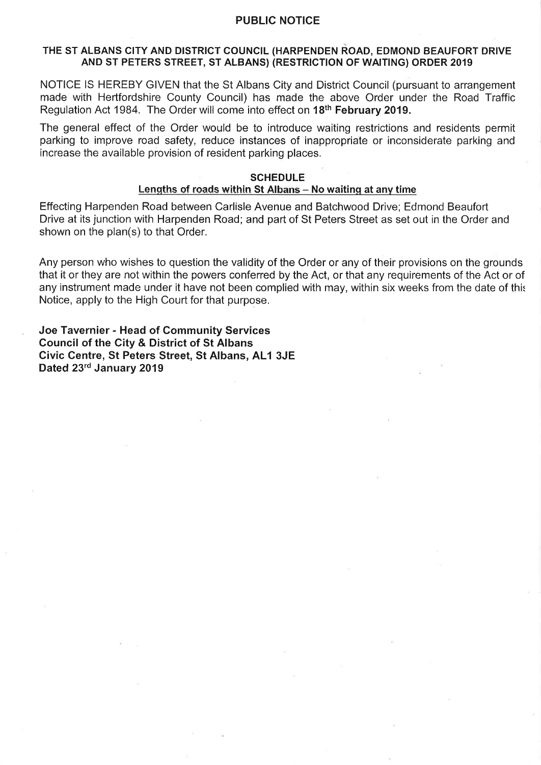# PUBLIC NOTICE

## THE ST ALBANS CITY AND DISTRICT COUNCIL (HARPENDEN ROAD, EDMOND BEAUFORT DRIVE AND ST PETERS STREET, ST ALBANS) (RESTRICTION OF WAITING) ORDER 2019

NOTICE IS HEREBY GIVEN that the St Albans City and District Council (pursuant to arrangement made with Hertfordshire County Council) has made the above Order under the Road Traffic Regulation Act 1984. The Order will come into effect on **18th February 2019.**

The general effect of the Order would be to introduce waiting restrictions and residents permit parking to improve road safety, reduce instances of inappropriate or inconsiderate parking and increase the available provision of resident parking places.

### SCHEDULE

**Lengths of roads within St Albans – No waiting at any time**

Effecting Harpenden Road between Carlisle Avenue and Batchwood Drive; Edmond Beaufort Drive at its junction with Harpenden Road; and part of St Peters Street as set out in the Order and shown on the plan(s) to that Order.

Any person who wishes to question the validity of the Order or any of their provisions on the grounds that it or they are not within the powers conferred by the Act, or that any requirements of the Act or of any instrument made under it have not been complied with may, within six weeks from the date of this Notice, apply to the High Court for that purpose.

**Joe Tavernier - Head of Community Services**
**Council of the City & District of St Albans**
**Civic Centre, St Peters Street, St Albans, AL1 3JE**
**Dated 23rd January 2019**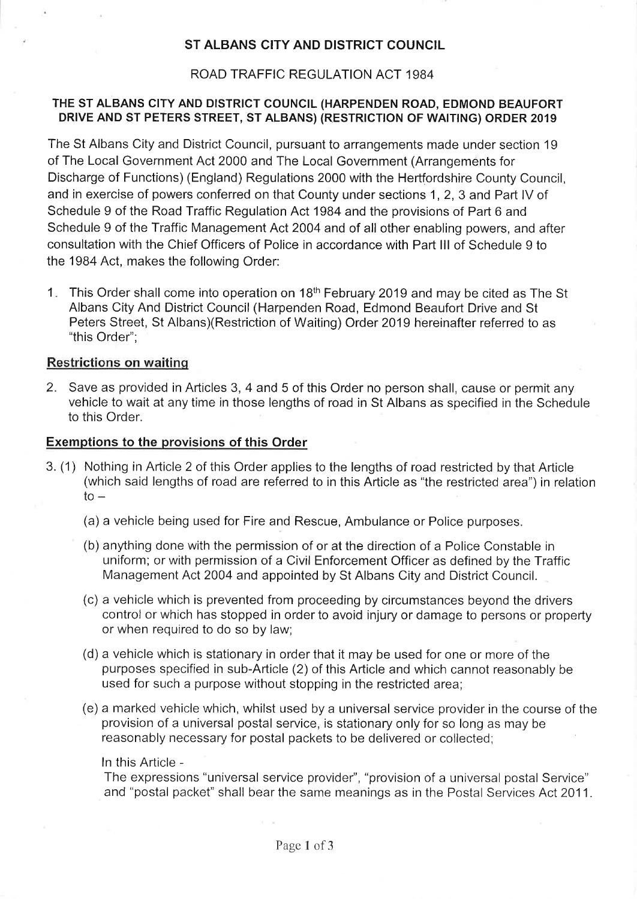# ST ALBANS CITY AND DISTRICT COUNCIL

## ROAD TRAFFIC REGULATION ACT 1984

### THE ST ALBANS CITY AND DISTRICT COUNCIL (HARPENDEN ROAD, EDMOND BEAUFORT DRIVE AND ST PETERS STREET, ST ALBANS) (RESTRICTION OF WAITING) ORDER 2019

The St Albans City and District Council, pursuant to arrangements made under section 19 of The Local Government Act 2000 and The Local Government (Arrangements for Discharge of Functions) (England) Regulations 2000 with the Hertfordshire County Council, and in exercise of powers conferred on that County under sections 1, 2, 3 and Part IV of Schedule 9 of the Road Traffic Regulation Act 1984 and the provisions of Part 6 and Schedule 9 of the Traffic Management Act 2004 and of all other enabling powers, and after consultation with the Chief Officers of Police in accordance with Part III of Schedule 9 to the 1984 Act, makes the following Order:

1. This Order shall come into operation on 18th February 2019 and may be cited as The St Albans City And District Council (Harpenden Road, Edmond Beaufort Drive and St Peters Street, St Albans)(Restriction of Waiting) Order 2019 hereinafter referred to as "this Order";

**Restrictions on waiting**

2. Save as provided in Articles 3, 4 and 5 of this Order no person shall, cause or permit any vehicle to wait at any time in those lengths of road in St Albans as specified in the Schedule to this Order.

**Exemptions to the provisions of this Order**

3. (1) Nothing in Article 2 of this Order applies to the lengths of road restricted by that Article (which said lengths of road are referred to in this Article as "the restricted area") in relation to –

   (a) a vehicle being used for Fire and Rescue, Ambulance or Police purposes.

   (b) anything done with the permission of or at the direction of a Police Constable in uniform; or with permission of a Civil Enforcement Officer as defined by the Traffic Management Act 2004 and appointed by St Albans City and District Council.

   (c) a vehicle which is prevented from proceeding by circumstances beyond the drivers control or which has stopped in order to avoid injury or damage to persons or property or when required to do so by law;

   (d) a vehicle which is stationary in order that it may be used for one or more of the purposes specified in sub-Article (2) of this Article and which cannot reasonably be used for such a purpose without stopping in the restricted area;

   (e) a marked vehicle which, whilst used by a universal service provider in the course of the provision of a universal postal service, is stationary only for so long as may be reasonably necessary for postal packets to be delivered or collected;

   In this Article -
   The expressions "universal service provider", "provision of a universal postal Service" and "postal packet" shall bear the same meanings as in the Postal Services Act 2011.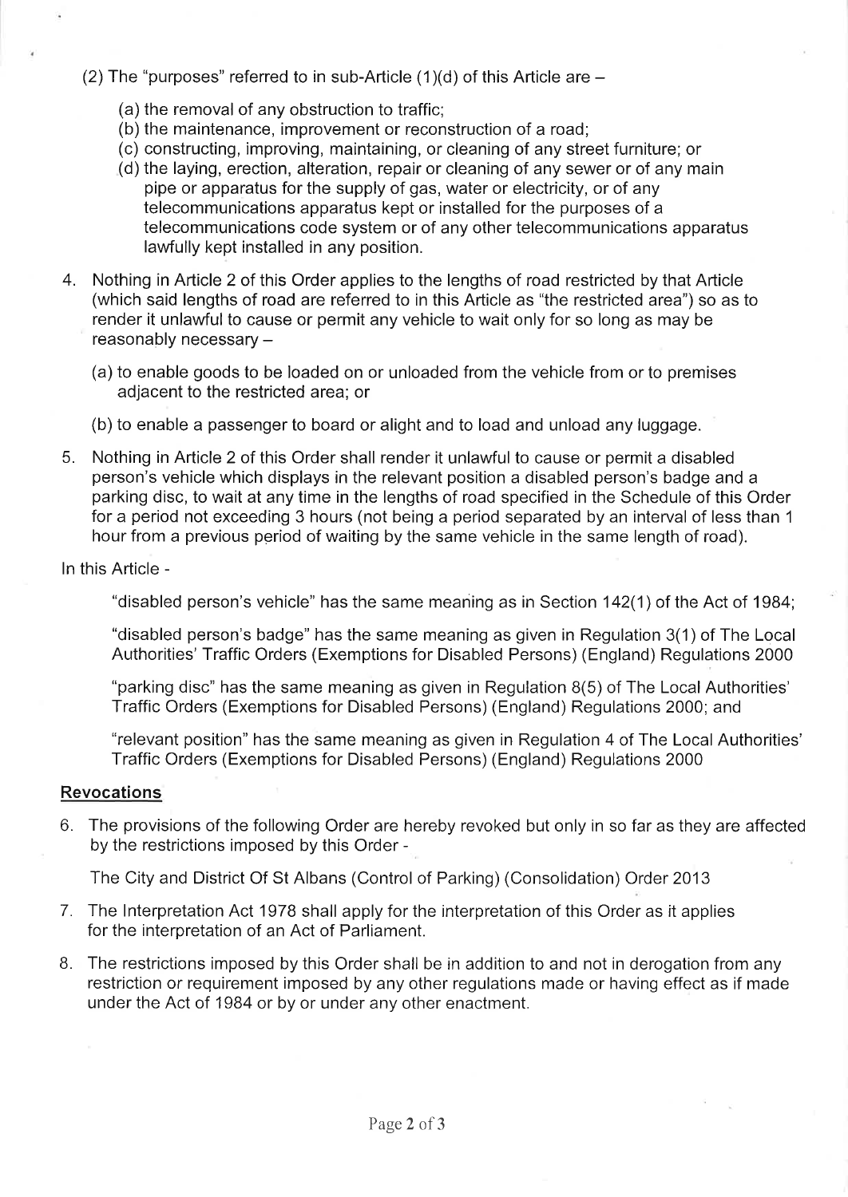(2) The "purposes" referred to in sub-Article (1)(d) of this Article are –

(a) the removal of any obstruction to traffic;
(b) the maintenance, improvement or reconstruction of a road;
(c) constructing, improving, maintaining, or cleaning of any street furniture; or
(d) the laying, erection, alteration, repair or cleaning of any sewer or of any main pipe or apparatus for the supply of gas, water or electricity, or of any telecommunications apparatus kept or installed for the purposes of a telecommunications code system or of any other telecommunications apparatus lawfully kept installed in any position.

4. Nothing in Article 2 of this Order applies to the lengths of road restricted by that Article (which said lengths of road are referred to in this Article as "the restricted area") so as to render it unlawful to cause or permit any vehicle to wait only for so long as may be reasonably necessary –

   (a) to enable goods to be loaded on or unloaded from the vehicle from or to premises adjacent to the restricted area; or

   (b) to enable a passenger to board or alight and to load and unload any luggage.

5. Nothing in Article 2 of this Order shall render it unlawful to cause or permit a disabled person's vehicle which displays in the relevant position a disabled person's badge and a parking disc, to wait at any time in the lengths of road specified in the Schedule of this Order for a period not exceeding 3 hours (not being a period separated by an interval of less than 1 hour from a previous period of waiting by the same vehicle in the same length of road).

In this Article -

"disabled person's vehicle" has the same meaning as in Section 142(1) of the Act of 1984;

"disabled person's badge" has the same meaning as given in Regulation 3(1) of The Local Authorities' Traffic Orders (Exemptions for Disabled Persons) (England) Regulations 2000

"parking disc" has the same meaning as given in Regulation 8(5) of The Local Authorities' Traffic Orders (Exemptions for Disabled Persons) (England) Regulations 2000; and

"relevant position" has the same meaning as given in Regulation 4 of The Local Authorities' Traffic Orders (Exemptions for Disabled Persons) (England) Regulations 2000

## Revocations

6. The provisions of the following Order are hereby revoked but only in so far as they are affected by the restrictions imposed by this Order -

   The City and District Of St Albans (Control of Parking) (Consolidation) Order 2013

7. The Interpretation Act 1978 shall apply for the interpretation of this Order as it applies for the interpretation of an Act of Parliament.

8. The restrictions imposed by this Order shall be in addition to and not in derogation from any restriction or requirement imposed by any other regulations made or having effect as if made under the Act of 1984 or by or under any other enactment.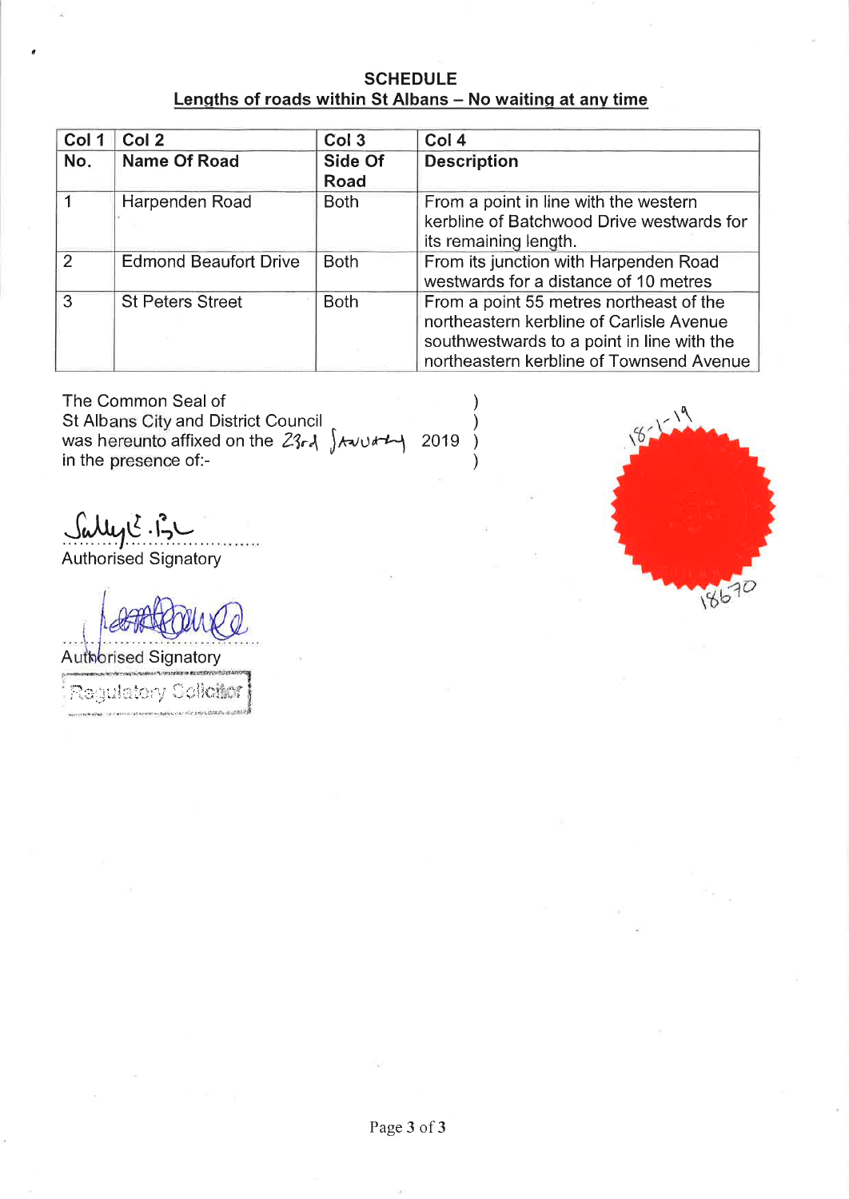**SCHEDULE**

**Lengths of roads within St Albans – No waiting at any time**

| Col 1 | Col 2 | Col 3 | Col 4 |
|---|---|---|---|
| **No.** | **Name Of Road** | **Side Of Road** | **Description** |
| 1 | Harpenden Road | Both | From a point in line with the western kerbline of Batchwood Drive westwards for its remaining length. |
| 2 | Edmond Beaufort Drive | Both | From its junction with Harpenden Road westwards for a distance of 10 metres |
| 3 | St Peters Street | Both | From a point 55 metres northeast of the northeastern kerbline of Carlisle Avenue southwestwards to a point in line with the northeastern kerbline of Townsend Avenue |

The Common Seal of )
St Albans City and District Council )
was hereunto affixed on the 23rd January 2019 )
in the presence of:- )

18-1-19

18670

Authorised Signatory

Authorised Signatory

Regulatory Solicitor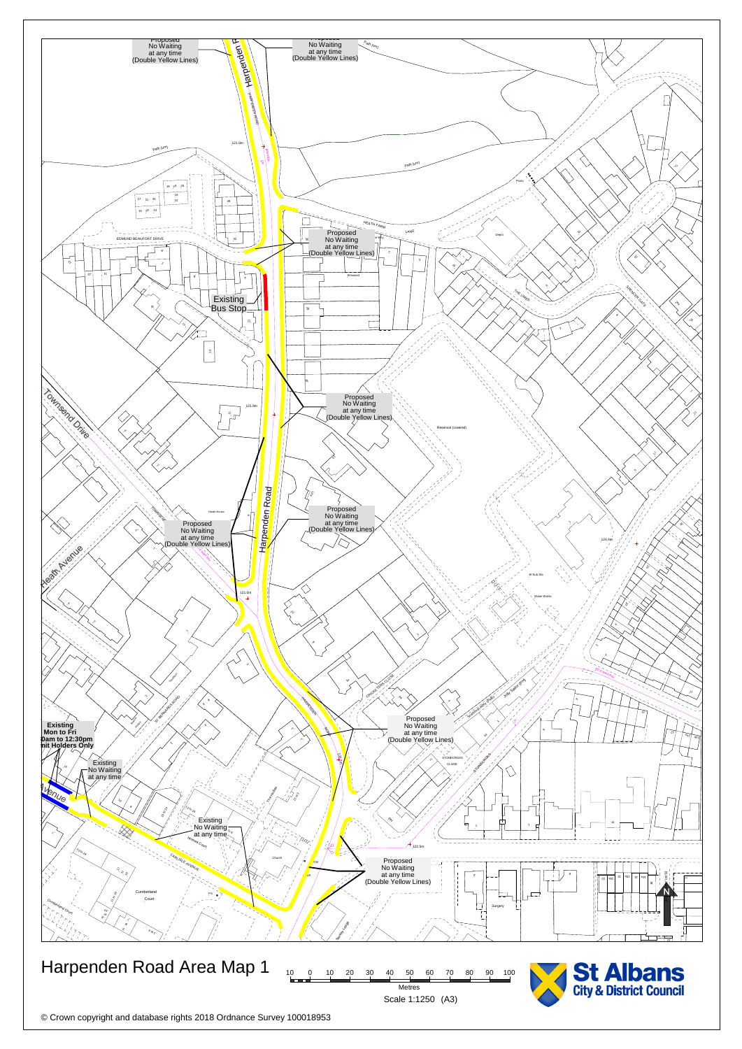# Harpenden Road Area Map 1

Proposed No Waiting at any time (Double Yellow Lines)

Proposed No Waiting at any time (Double Yellow Lines)

Proposed No Waiting at any time (Double Yellow Lines)

Existing Bus Stop

Proposed No Waiting at any time (Double Yellow Lines)

Proposed No Waiting at any time (Double Yellow Lines)

Proposed No Waiting at any time (Double Yellow Lines)

Proposed No Waiting at any time (Double Yellow Lines)

Existing Mon to Fri 10am to 12:30pm Permit Holders Only

Existing No Waiting at any time

Existing No Waiting at any time

Proposed No Waiting at any time (Double Yellow Lines)

Harpenden Road

Townsend Drive

Heath Avenue

Edmund Beaufort Drive

Heath Farm Lane

The Limes

Sherwood Gate

Reservoir (covered)

Carlisle Avenue

Cumberland Court

Stonecross Close

Surgery

Church

Scale 1:1250 (A3)

Metres: 10 0 10 20 30 40 50 60 70 80 90 100

St Albans City & District Council

© Crown copyright and database rights 2018 Ordnance Survey 100018953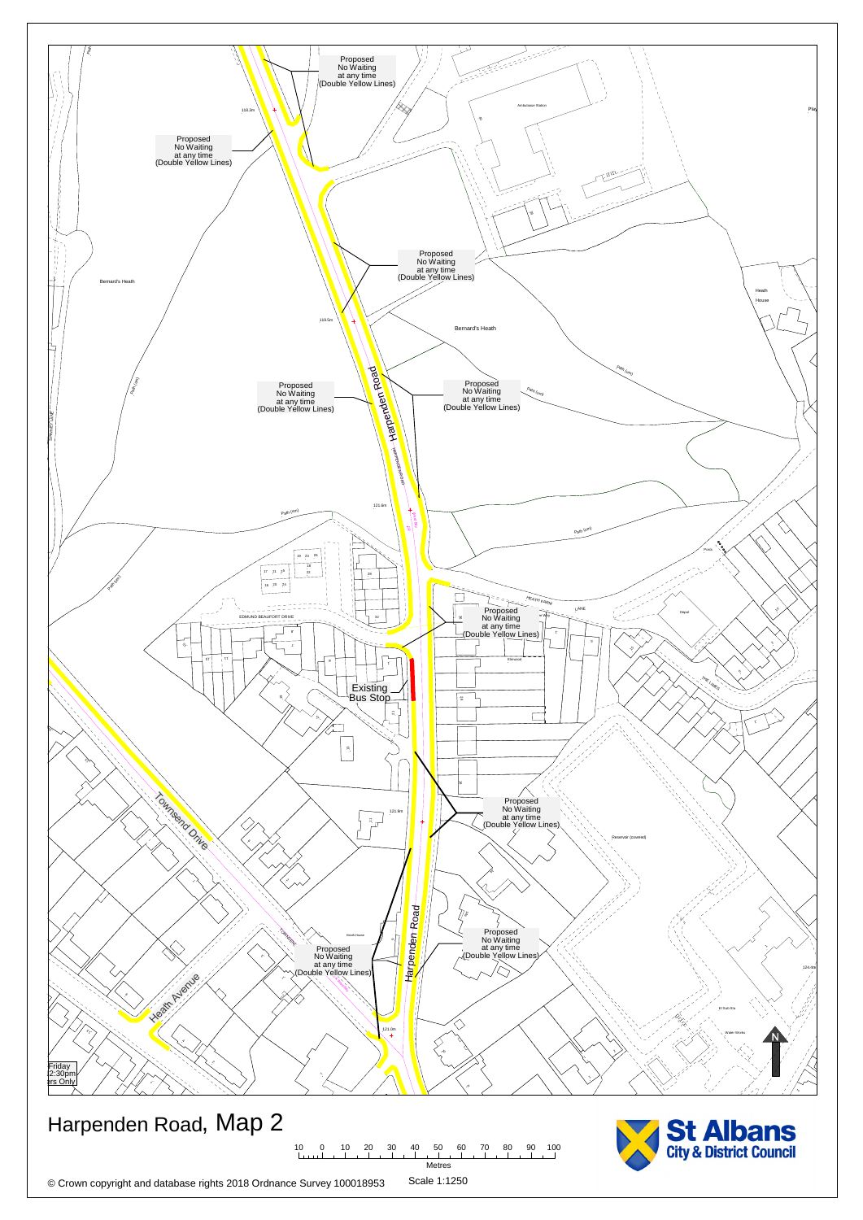Proposed No Waiting at any time (Double Yellow Lines)

Proposed No Waiting at any time (Double Yellow Lines)

Proposed No Waiting at any time (Double Yellow Lines)

Proposed No Waiting at any time (Double Yellow Lines)

Proposed No Waiting at any time (Double Yellow Lines)

Proposed No Waiting at any time (Double Yellow Lines)

Existing Bus Stop

Proposed No Waiting at any time (Double Yellow Lines)

Proposed No Waiting at any time (Double Yellow Lines)

Proposed No Waiting at any time (Double Yellow Lines)

Harpenden Road

Bernard's Heath

Edmund Beaufort Drive

Heath Farm Lane

Townsend Drive

Heath Avenue

Reservoir (covered)

Ambulance Station

Heath House

Friday 2:30pm ers Only

# Harpenden Road, Map 2

10 0 10 20 30 40 50 60 70 80 90 100 Metres

Scale 1:1250

© Crown copyright and database rights 2018 Ordnance Survey 100018953

St Albans City & District Council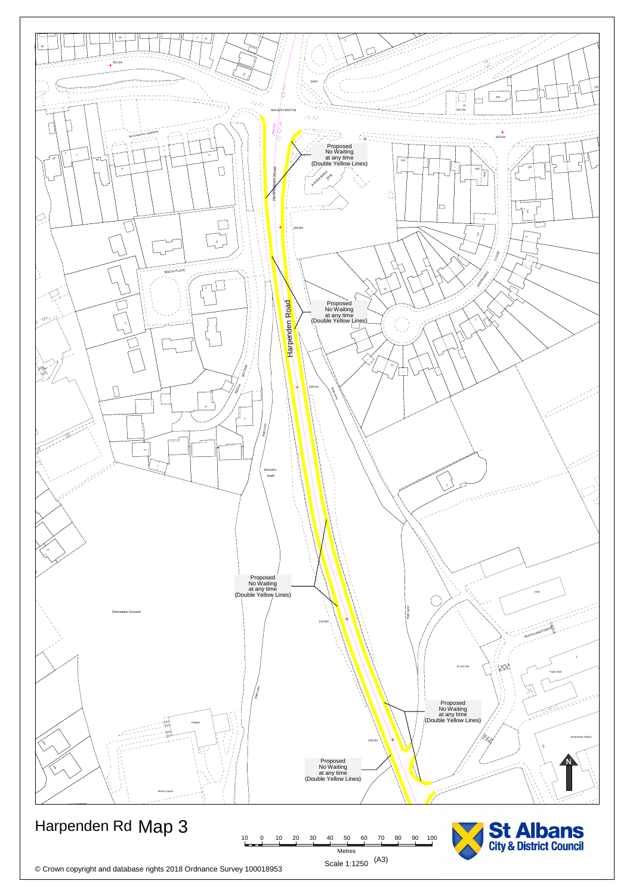Proposed
No Waiting
at any time
(Double Yellow Lines)

Proposed
No Waiting
at any time
(Double Yellow Lines)

Proposed
No Waiting
at any time
(Double Yellow Lines)

Proposed
No Waiting
at any time
(Double Yellow Lines)

Proposed
No Waiting
at any time
(Double Yellow Lines)

Harpenden Road

ANCIENT BRITON

BATCHWOOD GARDENS

BEECH PLACE

BEECH BOTTOM

HARPENDEN ROAD

SHEPHERDS CLOSE

HEATHLANDS DRIVE

Ancient Briton (PH)

Bernard's Heath

Recreation Ground

Pavilion

Tennis Courts

Club

Youth Club

Ambulance Station

El Sub Sta

Path (um)

Ditch

101.2m

102.6m

103.9m

109.1m

115.8m

118.3m

N

# Harpenden Rd Map 3

10 0 10 20 30 40 50 60 70 80 90 100

Metres

Scale 1:1250 (A3)

St Albans City & District Council

© Crown copyright and database rights 2018 Ordnance Survey 100018953